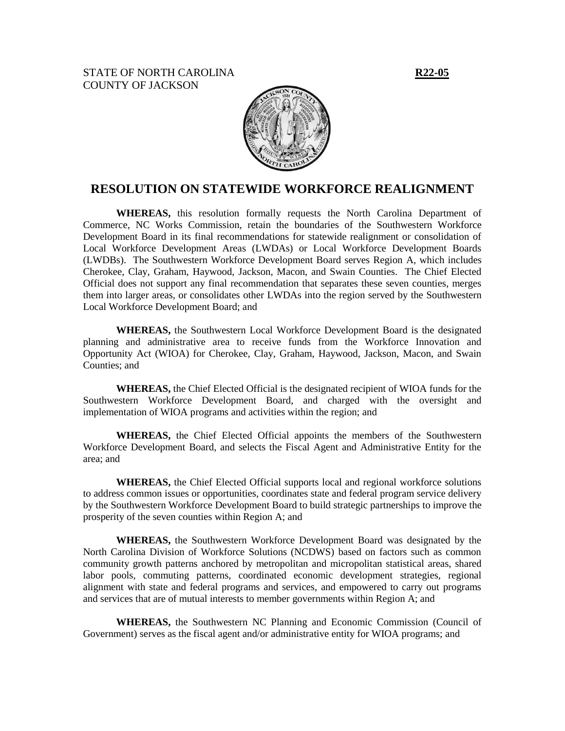STATE OF NORTH CAROLINA **R22-05**
COUNTY OF JACKSON

# RESOLUTION ON STATEWIDE WORKFORCE REALIGNMENT

**WHEREAS,** this resolution formally requests the North Carolina Department of Commerce, NC Works Commission, retain the boundaries of the Southwestern Workforce Development Board in its final recommendations for statewide realignment or consolidation of Local Workforce Development Areas (LWDAs) or Local Workforce Development Boards (LWDBs). The Southwestern Workforce Development Board serves Region A, which includes Cherokee, Clay, Graham, Haywood, Jackson, Macon, and Swain Counties. The Chief Elected Official does not support any final recommendation that separates these seven counties, merges them into larger areas, or consolidates other LWDAs into the region served by the Southwestern Local Workforce Development Board; and

**WHEREAS,** the Southwestern Local Workforce Development Board is the designated planning and administrative area to receive funds from the Workforce Innovation and Opportunity Act (WIOA) for Cherokee, Clay, Graham, Haywood, Jackson, Macon, and Swain Counties; and

**WHEREAS,** the Chief Elected Official is the designated recipient of WIOA funds for the Southwestern Workforce Development Board, and charged with the oversight and implementation of WIOA programs and activities within the region; and

**WHEREAS,** the Chief Elected Official appoints the members of the Southwestern Workforce Development Board, and selects the Fiscal Agent and Administrative Entity for the area; and

**WHEREAS,** the Chief Elected Official supports local and regional workforce solutions to address common issues or opportunities, coordinates state and federal program service delivery by the Southwestern Workforce Development Board to build strategic partnerships to improve the prosperity of the seven counties within Region A; and

**WHEREAS,** the Southwestern Workforce Development Board was designated by the North Carolina Division of Workforce Solutions (NCDWS) based on factors such as common community growth patterns anchored by metropolitan and micropolitan statistical areas, shared labor pools, commuting patterns, coordinated economic development strategies, regional alignment with state and federal programs and services, and empowered to carry out programs and services that are of mutual interests to member governments within Region A; and

**WHEREAS,** the Southwestern NC Planning and Economic Commission (Council of Government) serves as the fiscal agent and/or administrative entity for WIOA programs; and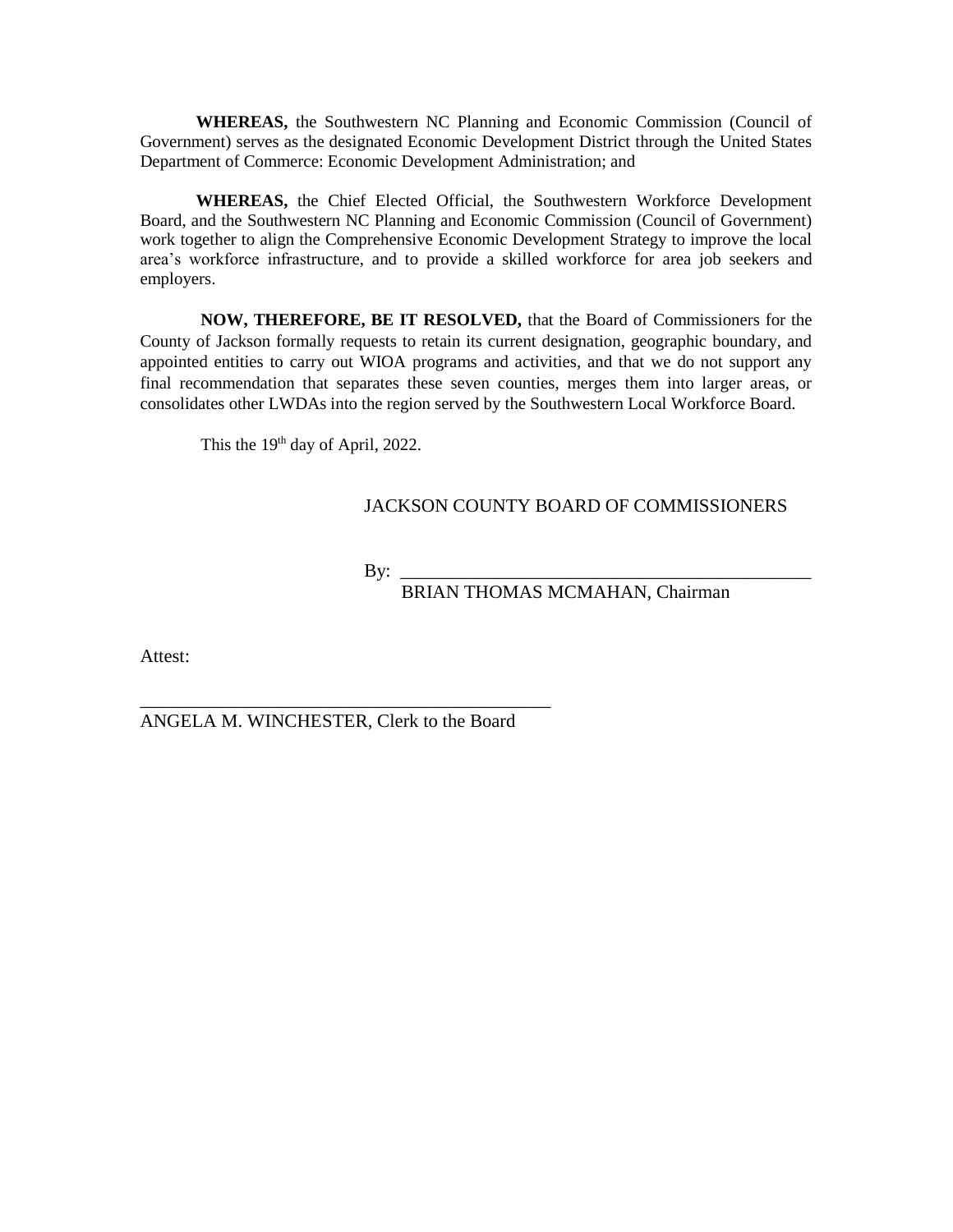**WHEREAS,** the Southwestern NC Planning and Economic Commission (Council of Government) serves as the designated Economic Development District through the United States Department of Commerce: Economic Development Administration; and

**WHEREAS,** the Chief Elected Official, the Southwestern Workforce Development Board, and the Southwestern NC Planning and Economic Commission (Council of Government) work together to align the Comprehensive Economic Development Strategy to improve the local area's workforce infrastructure, and to provide a skilled workforce for area job seekers and employers.

**NOW, THEREFORE, BE IT RESOLVED,** that the Board of Commissioners for the County of Jackson formally requests to retain its current designation, geographic boundary, and appointed entities to carry out WIOA programs and activities, and that we do not support any final recommendation that separates these seven counties, merges them into larger areas, or consolidates other LWDAs into the region served by the Southwestern Local Workforce Board.

This the 19th day of April, 2022.

JACKSON COUNTY BOARD OF COMMISSIONERS

By: _____________________________________________

BRIAN THOMAS MCMAHAN, Chairman

Attest:

_____________________________________________

ANGELA M. WINCHESTER, Clerk to the Board